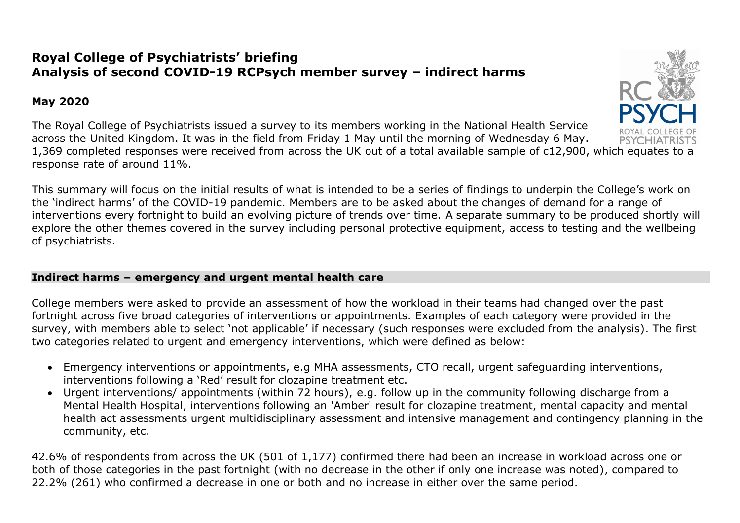# Royal College of Psychiatrists' briefing
# Analysis of second COVID-19 RCPsych member survey – indirect harms

**May 2020**

The Royal College of Psychiatrists issued a survey to its members working in the National Health Service across the United Kingdom. It was in the field from Friday 1 May until the morning of Wednesday 6 May. 1,369 completed responses were received from across the UK out of a total available sample of c12,900, which equates to a response rate of around 11%.

This summary will focus on the initial results of what is intended to be a series of findings to underpin the College's work on the 'indirect harms' of the COVID-19 pandemic. Members are to be asked about the changes of demand for a range of interventions every fortnight to build an evolving picture of trends over time. A separate summary to be produced shortly will explore the other themes covered in the survey including personal protective equipment, access to testing and the wellbeing of psychiatrists.

## Indirect harms – emergency and urgent mental health care

College members were asked to provide an assessment of how the workload in their teams had changed over the past fortnight across five broad categories of interventions or appointments. Examples of each category were provided in the survey, with members able to select 'not applicable' if necessary (such responses were excluded from the analysis). The first two categories related to urgent and emergency interventions, which were defined as below:

- Emergency interventions or appointments, e.g MHA assessments, CTO recall, urgent safeguarding interventions, interventions following a 'Red' result for clozapine treatment etc.
- Urgent interventions/ appointments (within 72 hours), e.g. follow up in the community following discharge from a Mental Health Hospital, interventions following an 'Amber' result for clozapine treatment, mental capacity and mental health act assessments urgent multidisciplinary assessment and intensive management and contingency planning in the community, etc.

42.6% of respondents from across the UK (501 of 1,177) confirmed there had been an increase in workload across one or both of those categories in the past fortnight (with no decrease in the other if only one increase was noted), compared to 22.2% (261) who confirmed a decrease in one or both and no increase in either over the same period.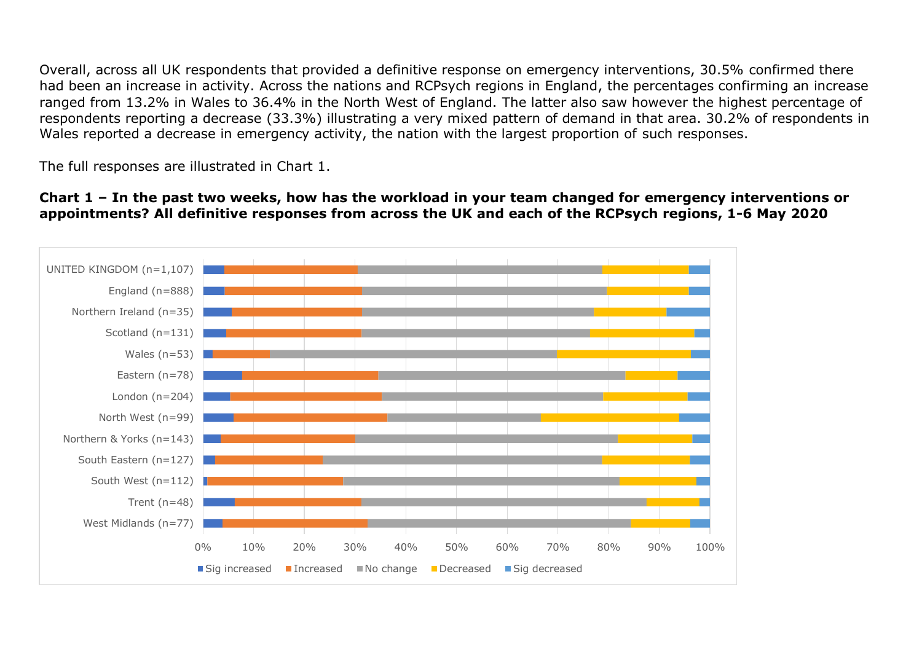Overall, across all UK respondents that provided a definitive response on emergency interventions, 30.5% confirmed there had been an increase in activity. Across the nations and RCPsych regions in England, the percentages confirming an increase ranged from 13.2% in Wales to 36.4% in the North West of England. The latter also saw however the highest percentage of respondents reporting a decrease (33.3%) illustrating a very mixed pattern of demand in that area. 30.2% of respondents in Wales reported a decrease in emergency activity, the nation with the largest proportion of such responses.

The full responses are illustrated in Chart 1.

**Chart 1 – In the past two weeks, how has the workload in your team changed for emergency interventions or appointments? All definitive responses from across the UK and each of the RCPsych regions, 1-6 May 2020**

UNITED KINGDOM (n=1,107)
England (n=888)
Northern Ireland (n=35)
Scotland (n=131)
Wales (n=53)
Eastern (n=78)
London (n=204)
North West (n=99)
Northern & Yorks (n=143)
South Eastern (n=127)
South West (n=112)
Trent (n=48)
West Midlands (n=77)

0% 10% 20% 30% 40% 50% 60% 70% 80% 90% 100%

Sig increased | Increased | No change | Decreased | Sig decreased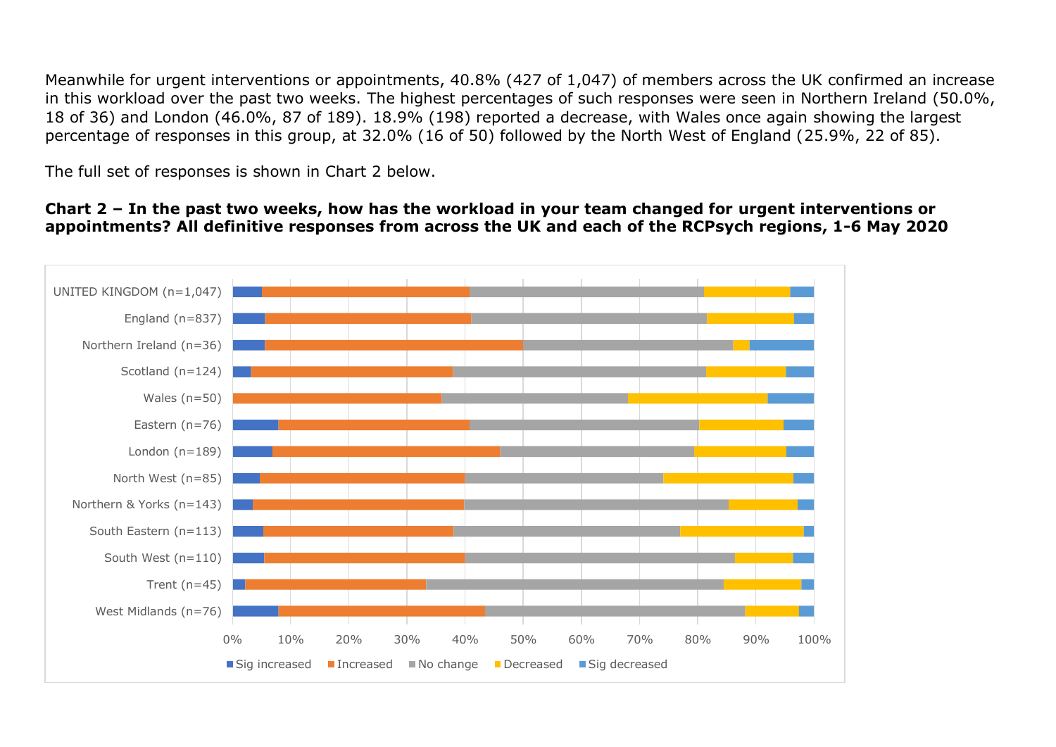Meanwhile for urgent interventions or appointments, 40.8% (427 of 1,047) of members across the UK confirmed an increase in this workload over the past two weeks. The highest percentages of such responses were seen in Northern Ireland (50.0%, 18 of 36) and London (46.0%, 87 of 189). 18.9% (198) reported a decrease, with Wales once again showing the largest percentage of responses in this group, at 32.0% (16 of 50) followed by the North West of England (25.9%, 22 of 85).

The full set of responses is shown in Chart 2 below.

**Chart 2 – In the past two weeks, how has the workload in your team changed for urgent interventions or appointments? All definitive responses from across the UK and each of the RCPsych regions, 1-6 May 2020**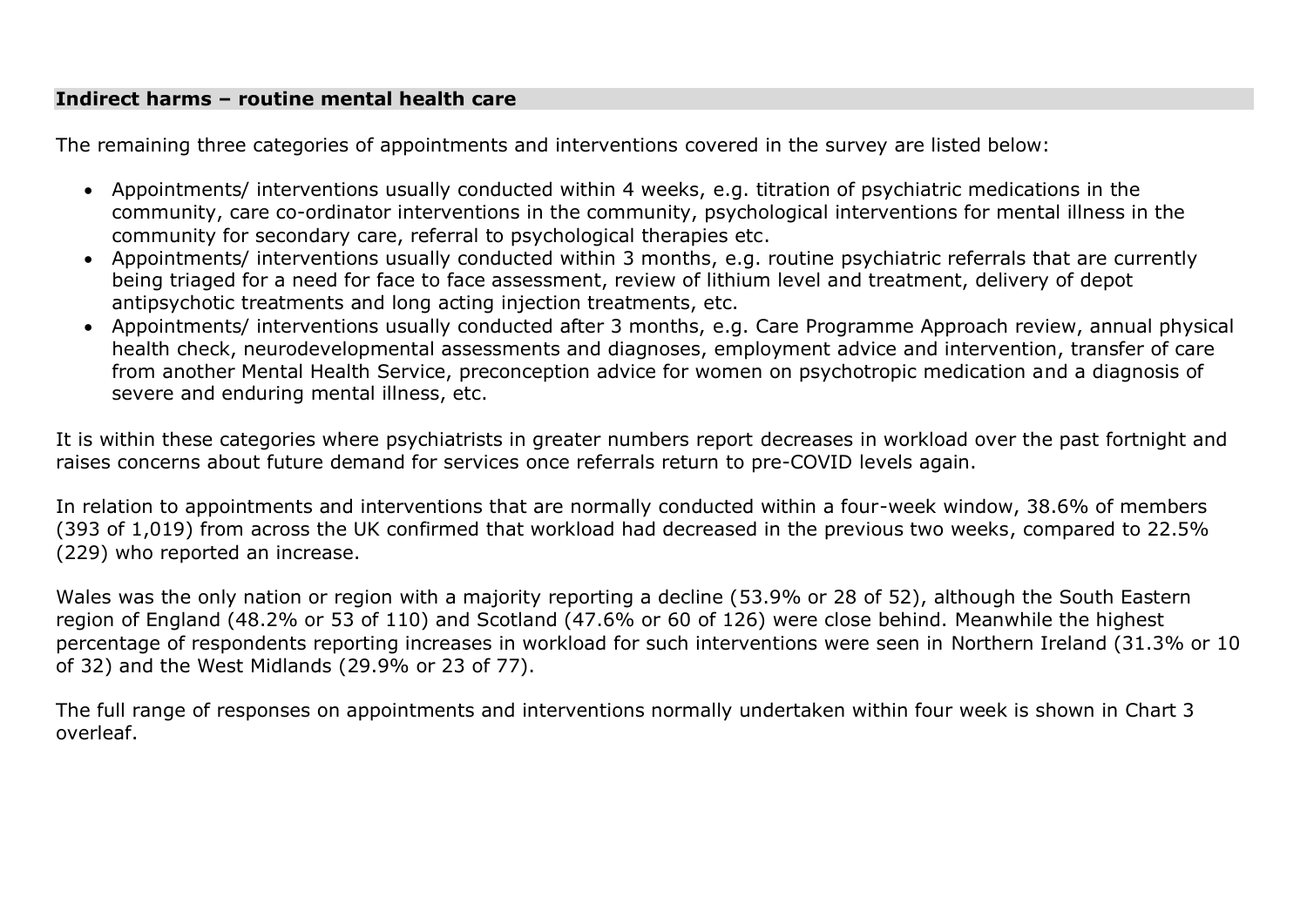**Indirect harms – routine mental health care**

The remaining three categories of appointments and interventions covered in the survey are listed below:

- Appointments/ interventions usually conducted within 4 weeks, e.g. titration of psychiatric medications in the community, care co-ordinator interventions in the community, psychological interventions for mental illness in the community for secondary care, referral to psychological therapies etc.
- Appointments/ interventions usually conducted within 3 months, e.g. routine psychiatric referrals that are currently being triaged for a need for face to face assessment, review of lithium level and treatment, delivery of depot antipsychotic treatments and long acting injection treatments, etc.
- Appointments/ interventions usually conducted after 3 months, e.g. Care Programme Approach review, annual physical health check, neurodevelopmental assessments and diagnoses, employment advice and intervention, transfer of care from another Mental Health Service, preconception advice for women on psychotropic medication and a diagnosis of severe and enduring mental illness, etc.

It is within these categories where psychiatrists in greater numbers report decreases in workload over the past fortnight and raises concerns about future demand for services once referrals return to pre-COVID levels again.

In relation to appointments and interventions that are normally conducted within a four-week window, 38.6% of members (393 of 1,019) from across the UK confirmed that workload had decreased in the previous two weeks, compared to 22.5% (229) who reported an increase.

Wales was the only nation or region with a majority reporting a decline (53.9% or 28 of 52), although the South Eastern region of England (48.2% or 53 of 110) and Scotland (47.6% or 60 of 126) were close behind. Meanwhile the highest percentage of respondents reporting increases in workload for such interventions were seen in Northern Ireland (31.3% or 10 of 32) and the West Midlands (29.9% or 23 of 77).

The full range of responses on appointments and interventions normally undertaken within four week is shown in Chart 3 overleaf.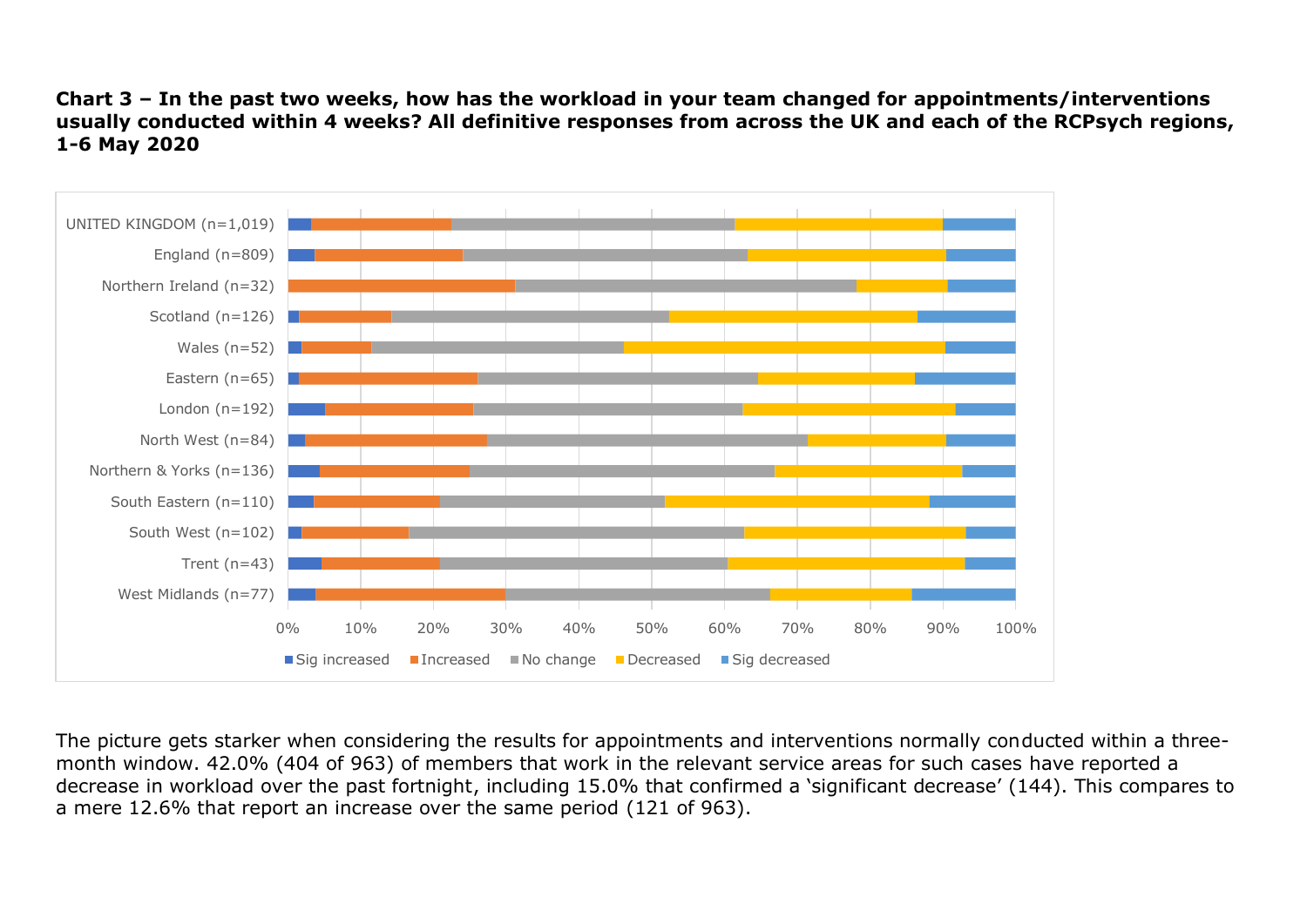**Chart 3 – In the past two weeks, how has the workload in your team changed for appointments/interventions usually conducted within 4 weeks? All definitive responses from across the UK and each of the RCPsych regions, 1-6 May 2020**

The picture gets starker when considering the results for appointments and interventions normally conducted within a three-month window. 42.0% (404 of 963) of members that work in the relevant service areas for such cases have reported a decrease in workload over the past fortnight, including 15.0% that confirmed a 'significant decrease' (144). This compares to a mere 12.6% that report an increase over the same period (121 of 963).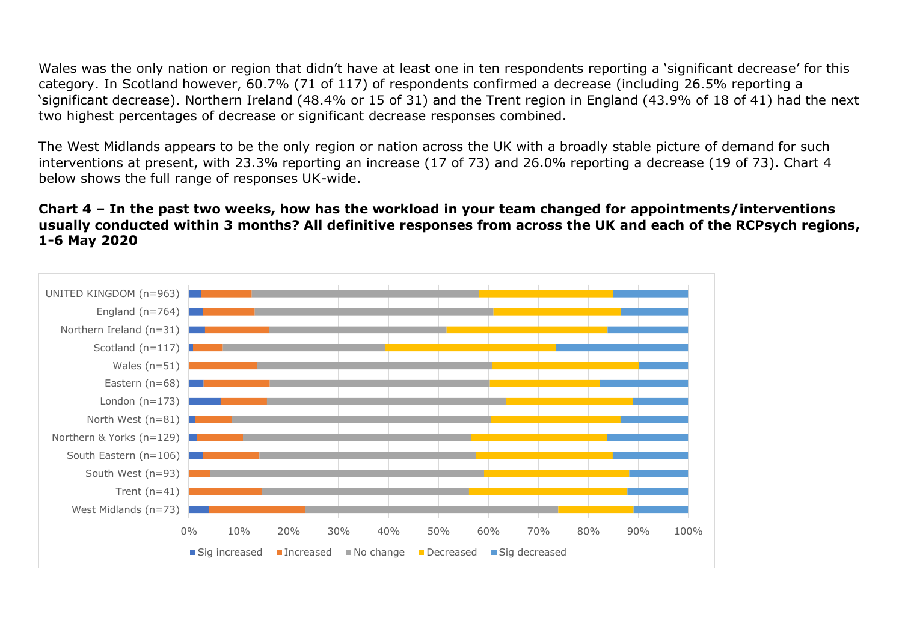Wales was the only nation or region that didn't have at least one in ten respondents reporting a 'significant decrease' for this category. In Scotland however, 60.7% (71 of 117) of respondents confirmed a decrease (including 26.5% reporting a 'significant decrease). Northern Ireland (48.4% or 15 of 31) and the Trent region in England (43.9% of 18 of 41) had the next two highest percentages of decrease or significant decrease responses combined.

The West Midlands appears to be the only region or nation across the UK with a broadly stable picture of demand for such interventions at present, with 23.3% reporting an increase (17 of 73) and 26.0% reporting a decrease (19 of 73). Chart 4 below shows the full range of responses UK-wide.

**Chart 4 – In the past two weeks, how has the workload in your team changed for appointments/interventions usually conducted within 3 months? All definitive responses from across the UK and each of the RCPsych regions, 1-6 May 2020**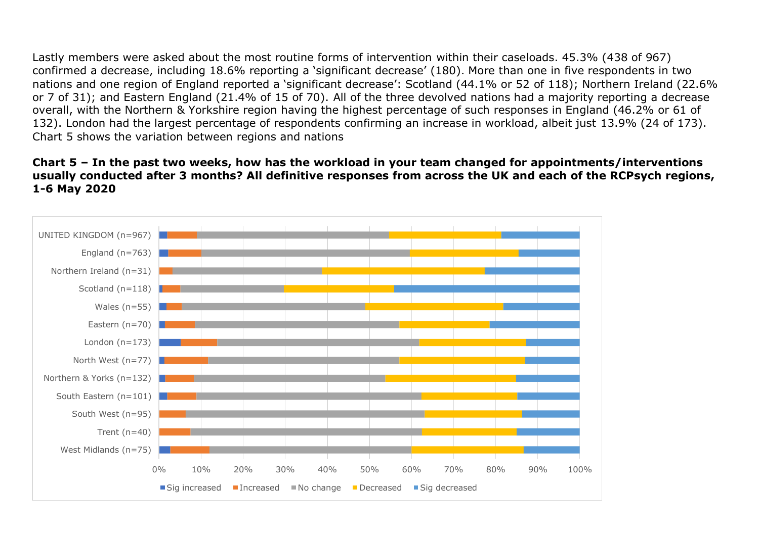Lastly members were asked about the most routine forms of intervention within their caseloads. 45.3% (438 of 967) confirmed a decrease, including 18.6% reporting a 'significant decrease' (180). More than one in five respondents in two nations and one region of England reported a 'significant decrease': Scotland (44.1% or 52 of 118); Northern Ireland (22.6% or 7 of 31); and Eastern England (21.4% of 15 of 70). All of the three devolved nations had a majority reporting a decrease overall, with the Northern & Yorkshire region having the highest percentage of such responses in England (46.2% or 61 of 132). London had the largest percentage of respondents confirming an increase in workload, albeit just 13.9% (24 of 173). Chart 5 shows the variation between regions and nations

**Chart 5 – In the past two weeks, how has the workload in your team changed for appointments/interventions usually conducted after 3 months? All definitive responses from across the UK and each of the RCPsych regions, 1-6 May 2020**

UNITED KINGDOM (n=967)
England (n=763)
Northern Ireland (n=31)
Scotland (n=118)
Wales (n=55)
Eastern (n=70)
London (n=173)
North West (n=77)
Northern & Yorks (n=132)
South Eastern (n=101)
South West (n=95)
Trent (n=40)
West Midlands (n=75)

0% 10% 20% 30% 40% 50% 60% 70% 80% 90% 100%

Sig increased · Increased · No change · Decreased · Sig decreased